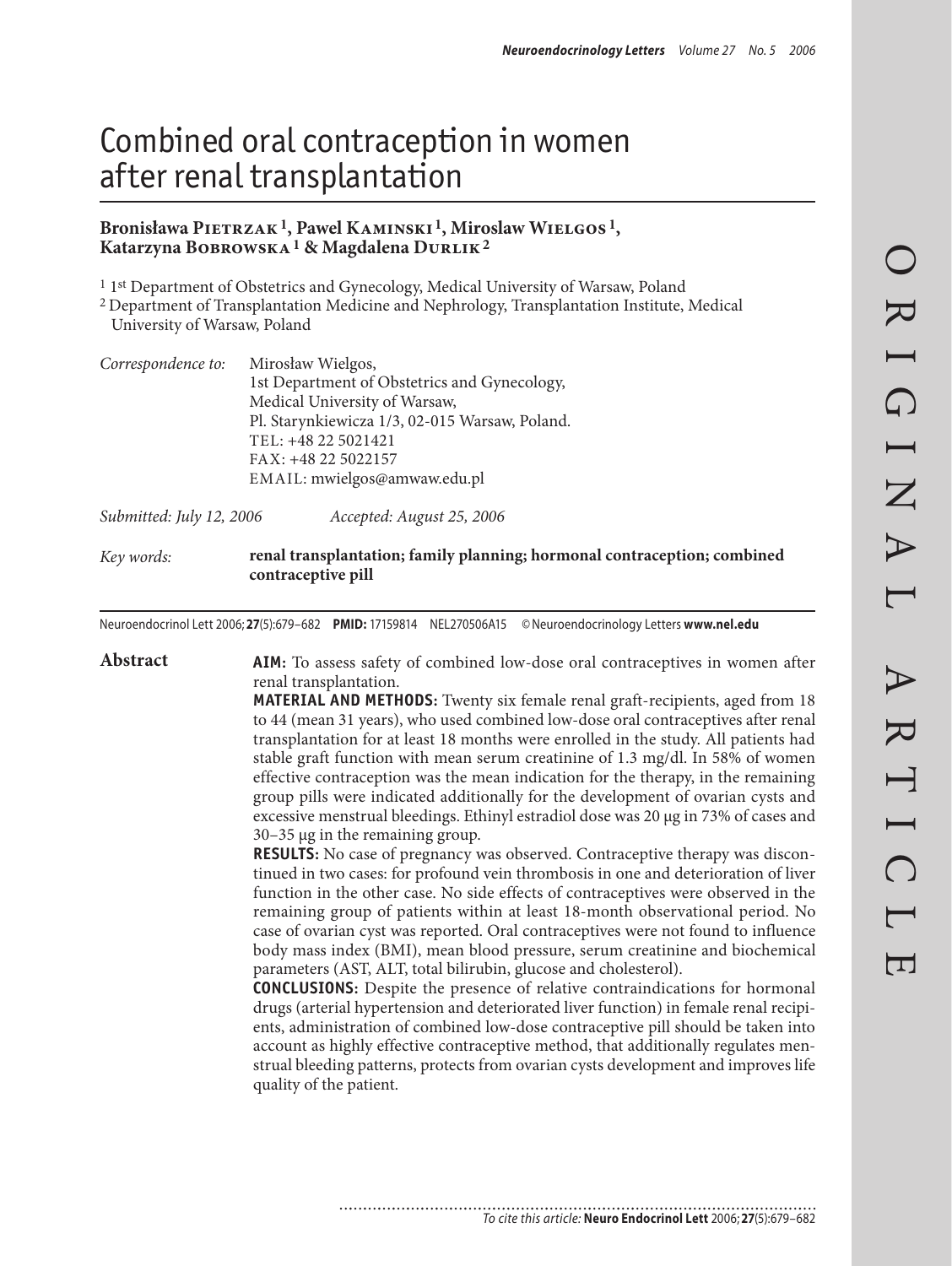# Combined oral contraception in women after renal transplantation

**Bronisława Pietrzak [1], Pawel Kaminski [1], Miroslaw Wielgos [1], Katarzyna Bobrowska [1] & Magdalena Durlik [2]**

[1] 1st Department of Obstetrics and Gynecology, Medical University of Warsaw, Poland
[2] Department of Transplantation Medicine and Nephrology, Transplantation Institute, Medical University of Warsaw, Poland

*Correspondence to:* Mirosław Wielgos,
1st Department of Obstetrics and Gynecology,
Medical University of Warsaw,
Pl. Starynkiewicza 1/3, 02-015 Warsaw, Poland.
TEL: +48 22 5021421
FAX: +48 22 5022157
EMAIL: mwielgos@amwaw.edu.pl

*Submitted: July 12, 2006* *Accepted: August 25, 2006*

*Key words:* **renal transplantation; family planning; hormonal contraception; combined contraceptive pill**

Neuroendocrinol Lett 2006; **27**(5):679–682 **PMID:** 17159814 NEL270506A15 © Neuroendocrinology Letters **www.nel.edu**

## Abstract

**AIM:** To assess safety of combined low-dose oral contraceptives in women after renal transplantation.

**MATERIAL AND METHODS:** Twenty six female renal graft-recipients, aged from 18 to 44 (mean 31 years), who used combined low-dose oral contraceptives after renal transplantation for at least 18 months were enrolled in the study. All patients had stable graft function with mean serum creatinine of 1.3 mg/dl. In 58% of women effective contraception was the mean indication for the therapy, in the remaining group pills were indicated additionally for the development of ovarian cysts and excessive menstrual bleedings. Ethinyl estradiol dose was 20 µg in 73% of cases and 30–35 µg in the remaining group.

**RESULTS:** No case of pregnancy was observed. Contraceptive therapy was discontinued in two cases: for profound vein thrombosis in one and deterioration of liver function in the other case. No side effects of contraceptives were observed in the remaining group of patients within at least 18-month observational period. No case of ovarian cyst was reported. Oral contraceptives were not found to influence body mass index (BMI), mean blood pressure, serum creatinine and biochemical parameters (AST, ALT, total bilirubin, glucose and cholesterol).

**CONCLUSIONS:** Despite the presence of relative contraindications for hormonal drugs (arterial hypertension and deteriorated liver function) in female renal recipients, administration of combined low-dose contraceptive pill should be taken into account as highly effective contraceptive method, that additionally regulates menstrual bleeding patterns, protects from ovarian cysts development and improves life quality of the patient.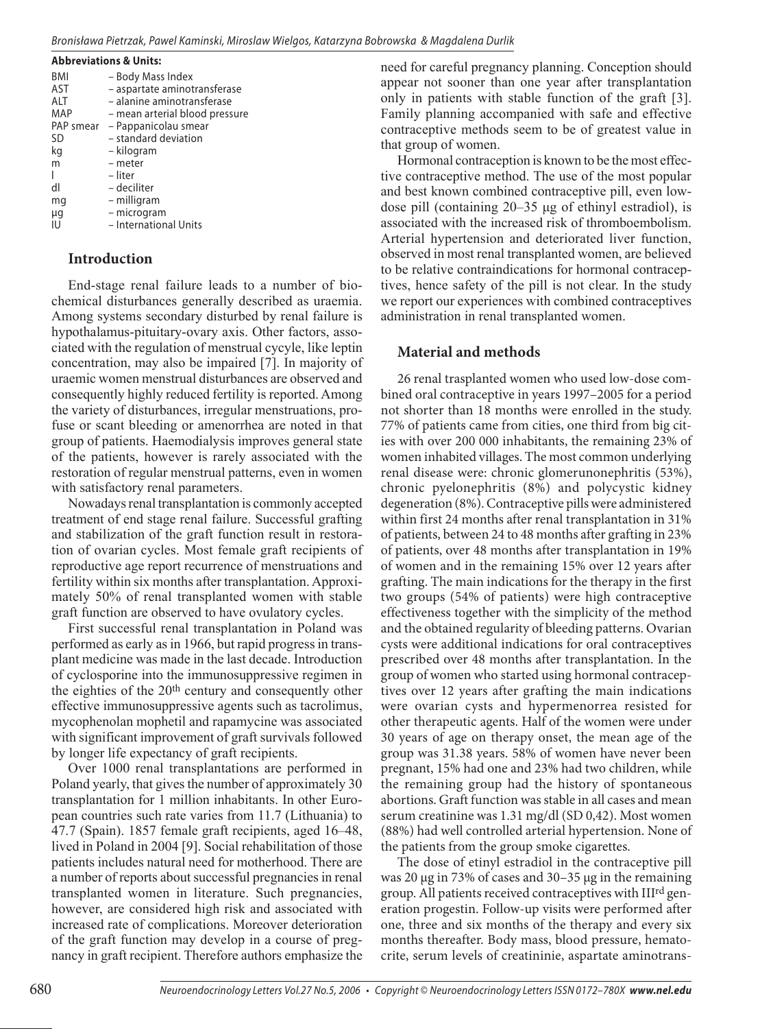**Abbreviations & Units:**

BMI – Body Mass Index
AST – aspartate aminotransferase
ALT – alanine aminotransferase
MAP – mean arterial blood pressure
PAP smear – Pappanicolau smear
SD – standard deviation
kg – kilogram
m – meter
l – liter
dl – deciliter
mg – milligram
μg – microgram
IU – International Units

## Introduction

End-stage renal failure leads to a number of biochemical disturbances generally described as uraemia. Among systems secondary disturbed by renal failure is hypothalamus-pituitary-ovary axis. Other factors, associated with the regulation of menstrual cycyle, like leptin concentration, may also be impaired [7]. In majority of uraemic women menstrual disturbances are observed and consequently highly reduced fertility is reported. Among the variety of disturbances, irregular menstruations, profuse or scant bleeding or amenorrhea are noted in that group of patients. Haemodialysis improves general state of the patients, however is rarely associated with the restoration of regular menstrual patterns, even in women with satisfactory renal parameters.

Nowadays renal transplantation is commonly accepted treatment of end stage renal failure. Successful grafting and stabilization of the graft function result in restoration of ovarian cycles. Most female graft recipients of reproductive age report recurrence of menstruations and fertility within six months after transplantation. Approximately 50% of renal transplanted women with stable graft function are observed to have ovulatory cycles.

First successful renal transplantation in Poland was performed as early as in 1966, but rapid progress in transplant medicine was made in the last decade. Introduction of cyclosporine into the immunosuppressive regimen in the eighties of the 20th century and consequently other effective immunosuppressive agents such as tacrolimus, mycophenolan mophetil and rapamycine was associated with significant improvement of graft survivals followed by longer life expectancy of graft recipients.

Over 1000 renal transplantations are performed in Poland yearly, that gives the number of approximately 30 transplantation for 1 million inhabitants. In other European countries such rate varies from 11.7 (Lithuania) to 47.7 (Spain). 1857 female graft recipients, aged 16–48, lived in Poland in 2004 [9]. Social rehabilitation of those patients includes natural need for motherhood. There are a number of reports about successful pregnancies in renal transplanted women in literature. Such pregnancies, however, are considered high risk and associated with increased rate of complications. Moreover deterioration of the graft function may develop in a course of pregnancy in graft recipient. Therefore authors emphasize the need for careful pregnancy planning. Conception should appear not sooner than one year after transplantation only in patients with stable function of the graft [3]. Family planning accompanied with safe and effective contraceptive methods seem to be of greatest value in that group of women.

Hormonal contraception is known to be the most effective contraceptive method. The use of the most popular and best known combined contraceptive pill, even low-dose pill (containing 20–35 μg of ethinyl estradiol), is associated with the increased risk of thromboembolism. Arterial hypertension and deteriorated liver function, observed in most renal transplanted women, are believed to be relative contraindications for hormonal contraceptives, hence safety of the pill is not clear. In the study we report our experiences with combined contraceptives administration in renal transplanted women.

## Material and methods

26 renal trasplanted women who used low-dose combined oral contraceptive in years 1997–2005 for a period not shorter than 18 months were enrolled in the study. 77% of patients came from cities, one third from big cities with over 200 000 inhabitants, the remaining 23% of women inhabited villages. The most common underlying renal disease were: chronic glomerunonephritis (53%), chronic pyelonephritis (8%) and polycystic kidney degeneration (8%). Contraceptive pills were administered within first 24 months after renal transplantation in 31% of patients, between 24 to 48 months after grafting in 23% of patients, over 48 months after transplantation in 19% of women and in the remaining 15% over 12 years after grafting. The main indications for the therapy in the first two groups (54% of patients) were high contraceptive effectiveness together with the simplicity of the method and the obtained regularity of bleeding patterns. Ovarian cysts were additional indications for oral contraceptives prescribed over 48 months after transplantation. In the group of women who started using hormonal contraceptives over 12 years after grafting the main indications were ovarian cysts and hypermenorrea resisted for other therapeutic agents. Half of the women were under 30 years of age on therapy onset, the mean age of the group was 31.38 years. 58% of women have never been pregnant, 15% had one and 23% had two children, while the remaining group had the history of spontaneous abortions. Graft function was stable in all cases and mean serum creatinine was 1.31 mg/dl (SD 0,42). Most women (88%) had well controlled arterial hypertension. None of the patients from the group smoke cigarettes.

The dose of etinyl estradiol in the contraceptive pill was 20 μg in 73% of cases and 30–35 μg in the remaining group. All patients received contraceptives with III[rd] generation progestin. Follow-up visits were performed after one, three and six months of the therapy and every six months thereafter. Body mass, blood pressure, hematocrite, serum levels of creatininie, aspartate aminotrans-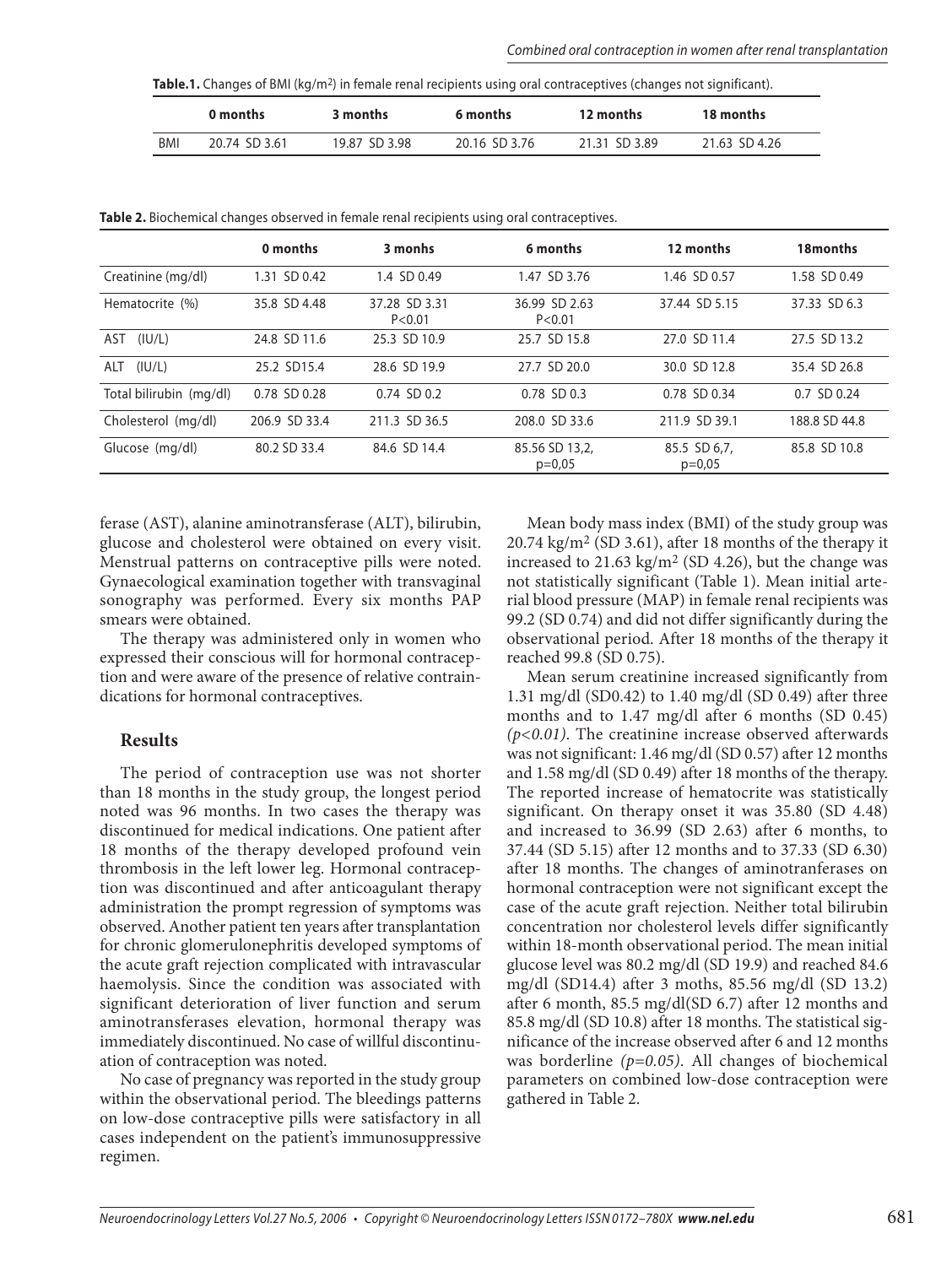**Table.1.** Changes of BMI (kg/m[2]) in female renal recipients using oral contraceptives (changes not significant).

| | 0 months | 3 months | 6 months | 12 months | 18 months |
|---|---|---|---|---|---|
| BMI | 20.74 SD 3.61 | 19.87 SD 3.98 | 20.16 SD 3.76 | 21.31 SD 3.89 | 21.63 SD 4.26 |

**Table 2.** Biochemical changes observed in female renal recipients using oral contraceptives.

| | 0 months | 3 monhs | 6 months | 12 months | 18months |
|---|---|---|---|---|---|
| Creatinine (mg/dl) | 1.31 SD 0.42 | 1.4 SD 0.49 | 1.47 SD 3.76 | 1.46 SD 0.57 | 1.58 SD 0.49 |
| Hematocrite (%) | 35.8 SD 4.48 | 37.28 SD 3.31 P<0.01 | 36.99 SD 2.63 P<0.01 | 37.44 SD 5.15 | 37.33 SD 6.3 |
| AST (IU/L) | 24.8 SD 11.6 | 25.3 SD 10.9 | 25.7 SD 15.8 | 27.0 SD 11.4 | 27.5 SD 13.2 |
| ALT (IU/L) | 25.2 SD15.4 | 28.6 SD 19.9 | 27.7 SD 20.0 | 30.0 SD 12.8 | 35.4 SD 26.8 |
| Total bilirubin (mg/dl) | 0.78 SD 0.28 | 0.74 SD 0.2 | 0.78 SD 0.3 | 0.78 SD 0.34 | 0.7 SD 0.24 |
| Cholesterol (mg/dl) | 206.9 SD 33.4 | 211.3 SD 36.5 | 208.0 SD 33.6 | 211.9 SD 39.1 | 188.8 SD 44.8 |
| Glucose (mg/dl) | 80.2 SD 33.4 | 84.6 SD 14.4 | 85.56 SD 13,2, p=0,05 | 85.5 SD 6,7, p=0,05 | 85.8 SD 10.8 |

ferase (AST), alanine aminotransferase (ALT), bilirubin, glucose and cholesterol were obtained on every visit. Menstrual patterns on contraceptive pills were noted. Gynaecological examination together with transvaginal sonography was performed. Every six months PAP smears were obtained.

The therapy was administered only in women who expressed their conscious will for hormonal contraception and were aware of the presence of relative contraindications for hormonal contraceptives.

## Results

The period of contraception use was not shorter than 18 months in the study group, the longest period noted was 96 months. In two cases the therapy was discontinued for medical indications. One patient after 18 months of the therapy developed profound vein thrombosis in the left lower leg. Hormonal contraception was discontinued and after anticoagulant therapy administration the prompt regression of symptoms was observed. Another patient ten years after transplantation for chronic glomerulonephritis developed symptoms of the acute graft rejection complicated with intravascular haemolysis. Since the condition was associated with significant deterioration of liver function and serum aminotransferases elevation, hormonal therapy was immediately discontinued. No case of willful discontinuation of contraception was noted.

No case of pregnancy was reported in the study group within the observational period. The bleedings patterns on low-dose contraceptive pills were satisfactory in all cases independent on the patient's immunosuppressive regimen.

Mean body mass index (BMI) of the study group was 20.74 kg/m[2] (SD 3.61), after 18 months of the therapy it increased to 21.63 kg/m[2] (SD 4.26), but the change was not statistically significant (Table 1). Mean initial arterial blood pressure (MAP) in female renal recipients was 99.2 (SD 0.74) and did not differ significantly during the observational period. After 18 months of the therapy it reached 99.8 (SD 0.75).

Mean serum creatinine increased significantly from 1.31 mg/dl (SD0.42) to 1.40 mg/dl (SD 0.49) after three months and to 1.47 mg/dl after 6 months (SD 0.45) *($p<0.01$)*. The creatinine increase observed afterwards was not significant: 1.46 mg/dl (SD 0.57) after 12 months and 1.58 mg/dl (SD 0.49) after 18 months of the therapy. The reported increase of hematocrite was statistically significant. On therapy onset it was 35.80 (SD 4.48) and increased to 36.99 (SD 2.63) after 6 months, to 37.44 (SD 5.15) after 12 months and to 37.33 (SD 6.30) after 18 months. The changes of aminotranferases on hormonal contraception were not significant except the case of the acute graft rejection. Neither total bilirubin concentration nor cholesterol levels differ significantly within 18-month observational period. The mean initial glucose level was 80.2 mg/dl (SD 19.9) and reached 84.6 mg/dl (SD14.4) after 3 moths, 85.56 mg/dl (SD 13.2) after 6 month, 85.5 mg/dl(SD 6.7) after 12 months and 85.8 mg/dl (SD 10.8) after 18 months. The statistical significance of the increase observed after 6 and 12 months was borderline *($p=0.05$)*. All changes of biochemical parameters on combined low-dose contraception were gathered in Table 2.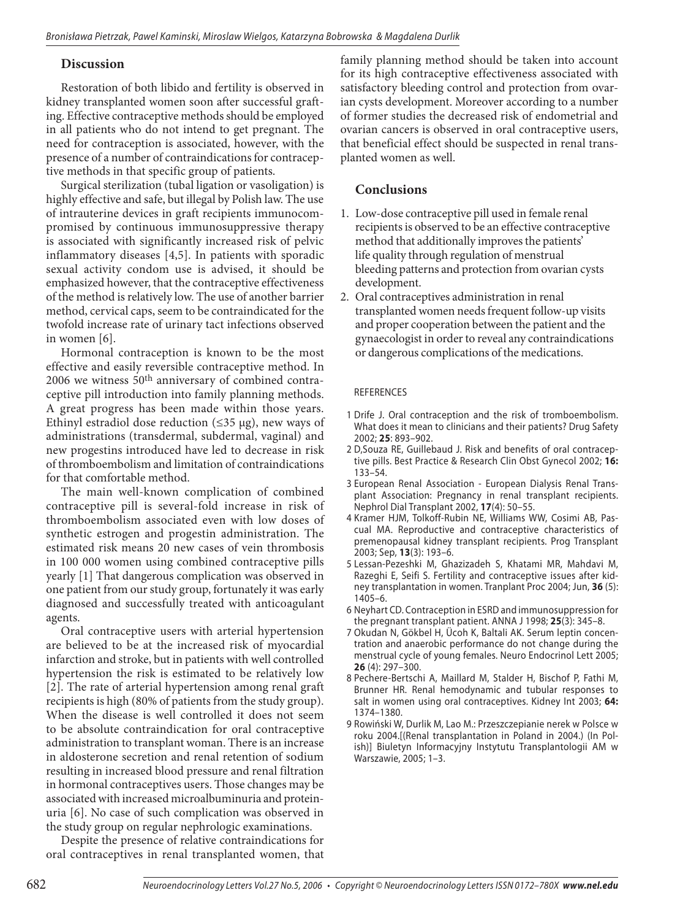## Discussion

Restoration of both libido and fertility is observed in kidney transplanted women soon after successful grafting. Effective contraceptive methods should be employed in all patients who do not intend to get pregnant. The need for contraception is associated, however, with the presence of a number of contraindications for contraceptive methods in that specific group of patients.

Surgical sterilization (tubal ligation or vasoligation) is highly effective and safe, but illegal by Polish law. The use of intrauterine devices in graft recipients immunocompromised by continuous immunosuppressive therapy is associated with significantly increased risk of pelvic inflammatory diseases [4,5]. In patients with sporadic sexual activity condom use is advised, it should be emphasized however, that the contraceptive effectiveness of the method is relatively low. The use of another barrier method, cervical caps, seem to be contraindicated for the twofold increase rate of urinary tact infections observed in women [6].

Hormonal contraception is known to be the most effective and easily reversible contraceptive method. In 2006 we witness 50th anniversary of combined contraceptive pill introduction into family planning methods. A great progress has been made within those years. Ethinyl estradiol dose reduction (≤35 μg), new ways of administrations (transdermal, subdermal, vaginal) and new progestins introduced have led to decrease in risk of thromboembolism and limitation of contraindications for that comfortable method.

The main well-known complication of combined contraceptive pill is several-fold increase in risk of thromboembolism associated even with low doses of synthetic estrogen and progestin administration. The estimated risk means 20 new cases of vein thrombosis in 100 000 women using combined contraceptive pills yearly [1] That dangerous complication was observed in one patient from our study group, fortunately it was early diagnosed and successfully treated with anticoagulant agents.

Oral contraceptive users with arterial hypertension are believed to be at the increased risk of myocardial infarction and stroke, but in patients with well controlled hypertension the risk is estimated to be relatively low [2]. The rate of arterial hypertension among renal graft recipients is high (80% of patients from the study group). When the disease is well controlled it does not seem to be absolute contraindication for oral contraceptive administration to transplant woman. There is an increase in aldosterone secretion and renal retention of sodium resulting in increased blood pressure and renal filtration in hormonal contraceptives users. Those changes may be associated with increased microalbuminuria and proteinuria [6]. No case of such complication was observed in the study group on regular nephrologic examinations.

Despite the presence of relative contraindications for oral contraceptives in renal transplanted women, that family planning method should be taken into account for its high contraceptive effectiveness associated with satisfactory bleeding control and protection from ovarian cysts development. Moreover according to a number of former studies the decreased risk of endometrial and ovarian cancers is observed in oral contraceptive users, that beneficial effect should be suspected in renal transplanted women as well.

## Conclusions

1. Low-dose contraceptive pill used in female renal recipients is observed to be an effective contraceptive method that additionally improves the patients' life quality through regulation of menstrual bleeding patterns and protection from ovarian cysts development.
2. Oral contraceptives administration in renal transplanted women needs frequent follow-up visits and proper cooperation between the patient and the gynaecologist in order to reveal any contraindications or dangerous complications of the medications.

REFERENCES

1 Drife J. Oral contraception and the risk of tromboembolism. What does it mean to clinicians and their patients? Drug Safety 2002; **25**: 893–902.

2 D,Souza RE, Guillebaud J. Risk and benefits of oral contraceptive pills. Best Practice & Research Clin Obst Gynecol 2002; **16:** 133–54.

3 European Renal Association - European Dialysis Renal Transplant Association: Pregnancy in renal transplant recipients. Nephrol Dial Transplant 2002, **17**(4): 50–55.

4 Kramer HJM, Tolkoff-Rubin NE, Williams WW, Cosimi AB, Pascual MA. Reproductive and contraceptive characteristics of premenopausal kidney transplant recipients. Prog Transplant 2003; Sep, **13**(3): 193–6.

5 Lessan-Pezeshki M, Ghazizadeh S, Khatami MR, Mahdavi M, Razeghi E, Seifi S. Fertility and contraceptive issues after kidney transplantation in women. Tranplant Proc 2004; Jun, **36** (5): 1405–6.

6 Neyhart CD. Contraception in ESRD and immunosuppression for the pregnant transplant patient. ANNA J 1998; **25**(3): 345–8.

7 Okudan N, Gökbel H, Ücoh K, Baltali AK. Serum leptin concentration and anaerobic performance do not change during the menstrual cycle of young females. Neuro Endocrinol Lett 2005; **26** (4): 297–300.

8 Pechere-Bertschi A, Maillard M, Stalder H, Bischof P, Fathi M, Brunner HR. Renal hemodynamic and tubular responses to salt in women using oral contraceptives. Kidney Int 2003; **64:** 1374–1380.

9 Rowiński W, Durlik M, Lao M.: Przeszczepianie nerek w Polsce w roku 2004.[(Renal transplantation in Poland in 2004.) (In Polish)] Biuletyn Informacyjny Instytutu Transplantologii AM w Warszawie, 2005; 1–3.